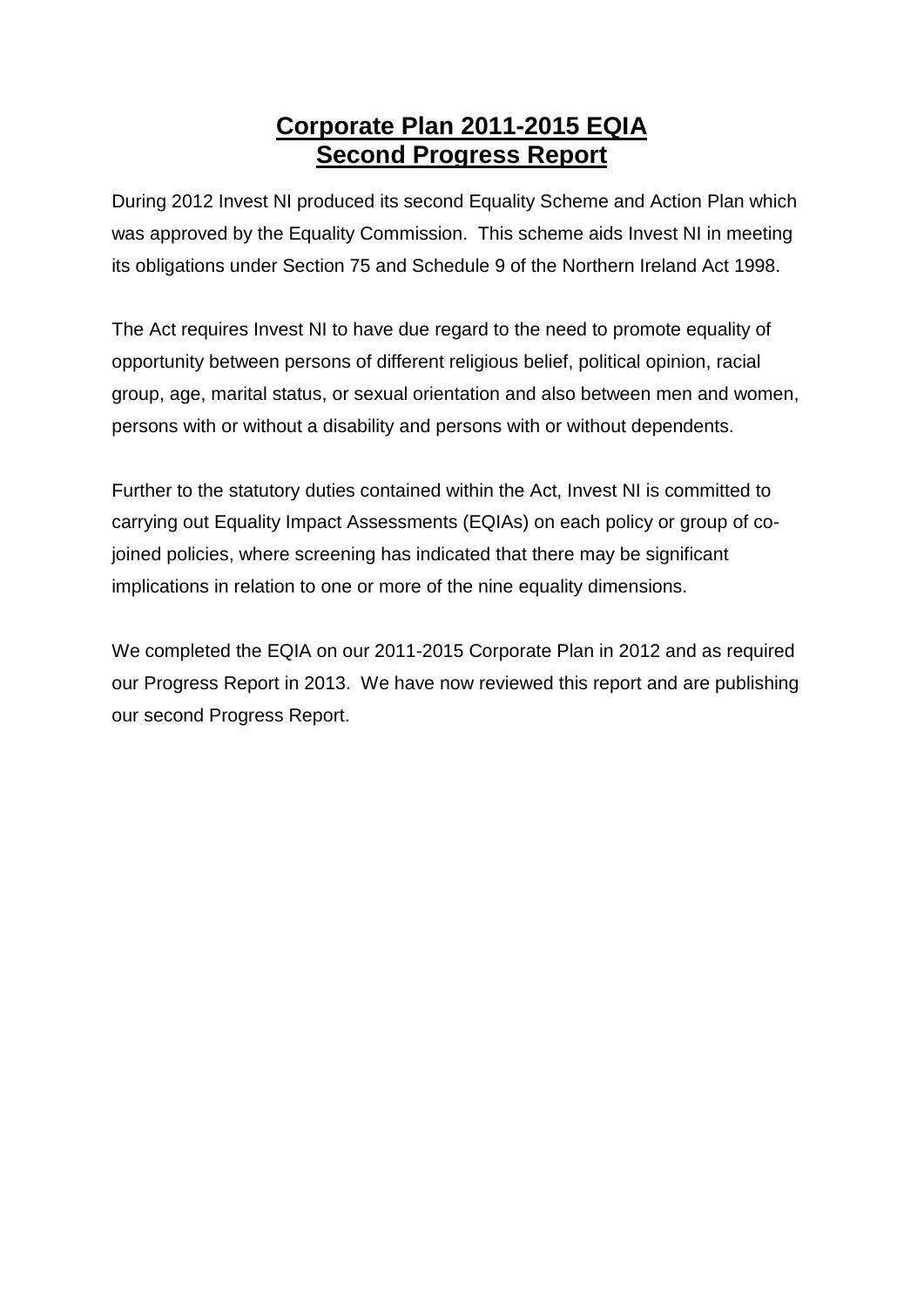# Corporate Plan 2011-2015 EQIA
# Second Progress Report

During 2012 Invest NI produced its second Equality Scheme and Action Plan which was approved by the Equality Commission. This scheme aids Invest NI in meeting its obligations under Section 75 and Schedule 9 of the Northern Ireland Act 1998.

The Act requires Invest NI to have due regard to the need to promote equality of opportunity between persons of different religious belief, political opinion, racial group, age, marital status, or sexual orientation and also between men and women, persons with or without a disability and persons with or without dependents.

Further to the statutory duties contained within the Act, Invest NI is committed to carrying out Equality Impact Assessments (EQIAs) on each policy or group of co-joined policies, where screening has indicated that there may be significant implications in relation to one or more of the nine equality dimensions.

We completed the EQIA on our 2011-2015 Corporate Plan in 2012 and as required our Progress Report in 2013. We have now reviewed this report and are publishing our second Progress Report.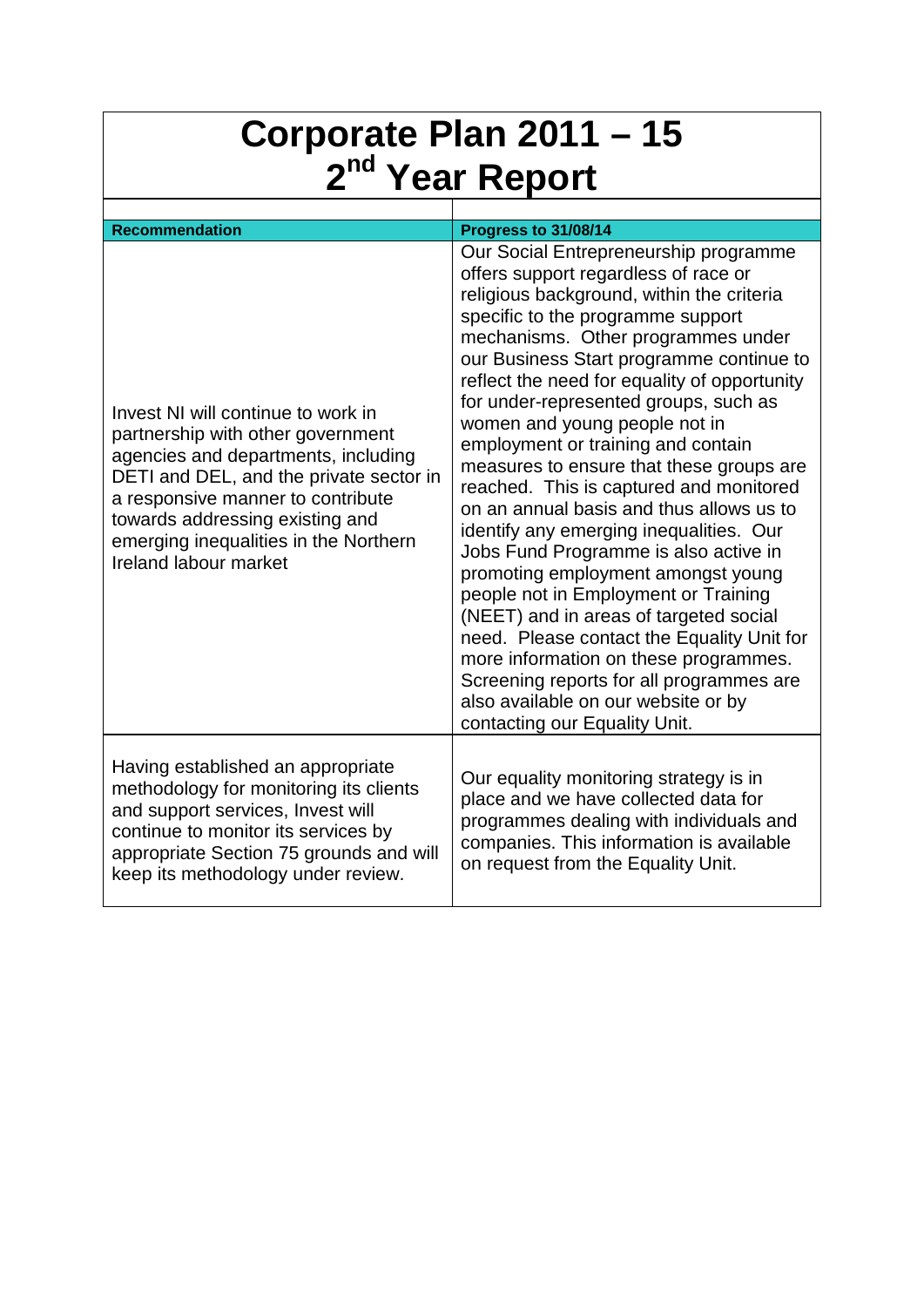# Corporate Plan 2011 – 15
# 2nd Year Report

| Recommendation | Progress to 31/08/14 |
|---|---|
| Invest NI will continue to work in partnership with other government agencies and departments, including DETI and DEL, and the private sector in a responsive manner to contribute towards addressing existing and emerging inequalities in the Northern Ireland labour market | Our Social Entrepreneurship programme offers support regardless of race or religious background, within the criteria specific to the programme support mechanisms. Other programmes under our Business Start programme continue to reflect the need for equality of opportunity for under-represented groups, such as women and young people not in employment or training and contain measures to ensure that these groups are reached. This is captured and monitored on an annual basis and thus allows us to identify any emerging inequalities. Our Jobs Fund Programme is also active in promoting employment amongst young people not in Employment or Training (NEET) and in areas of targeted social need. Please contact the Equality Unit for more information on these programmes. Screening reports for all programmes are also available on our website or by contacting our Equality Unit. |
| Having established an appropriate methodology for monitoring its clients and support services, Invest will continue to monitor its services by appropriate Section 75 grounds and will keep its methodology under review. | Our equality monitoring strategy is in place and we have collected data for programmes dealing with individuals and companies. This information is available on request from the Equality Unit. |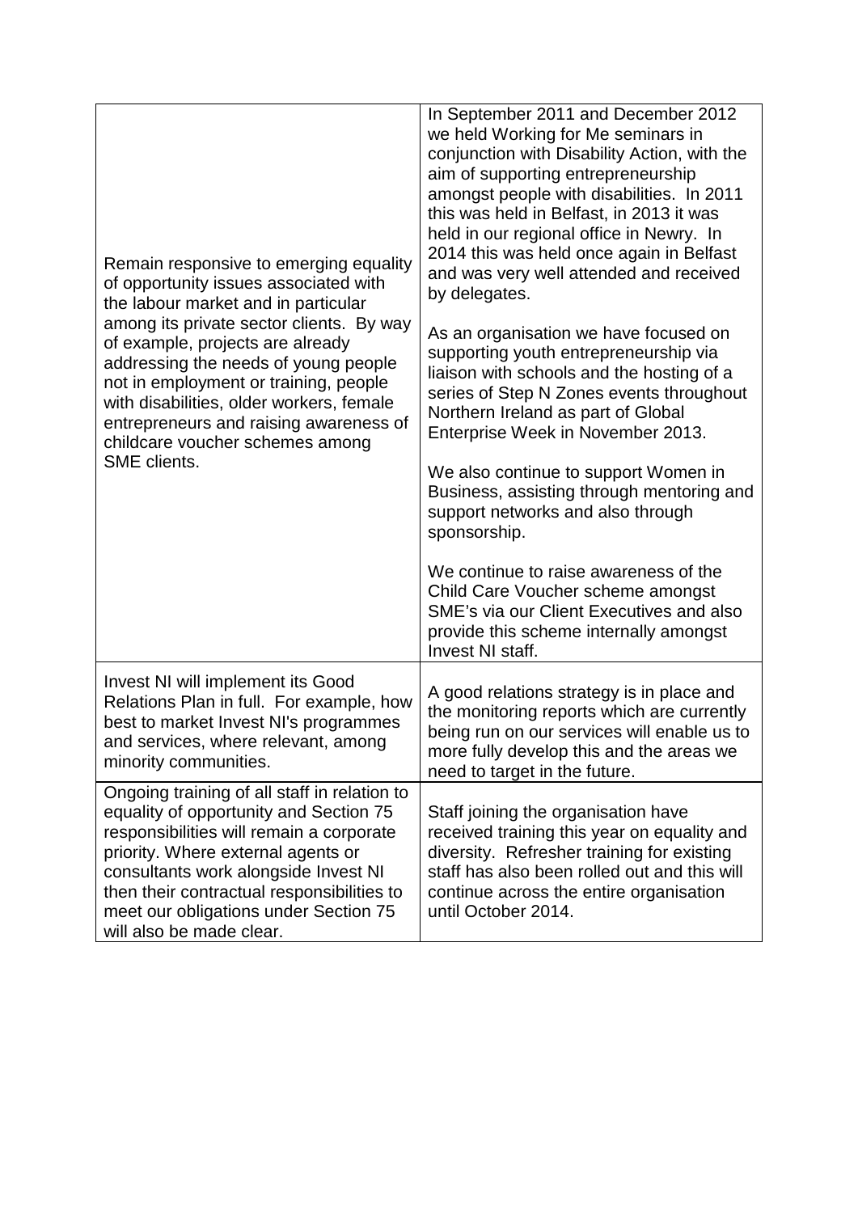| | |
|---|---|
| Remain responsive to emerging equality of opportunity issues associated with the labour market and in particular among its private sector clients. By way of example, projects are already addressing the needs of young people not in employment or training, people with disabilities, older workers, female entrepreneurs and raising awareness of childcare voucher schemes among SME clients. | In September 2011 and December 2012 we held Working for Me seminars in conjunction with Disability Action, with the aim of supporting entrepreneurship amongst people with disabilities. In 2011 this was held in Belfast, in 2013 it was held in our regional office in Newry. In 2014 this was held once again in Belfast and was very well attended and received by delegates.<br><br>As an organisation we have focused on supporting youth entrepreneurship via liaison with schools and the hosting of a series of Step N Zones events throughout Northern Ireland as part of Global Enterprise Week in November 2013.<br><br>We also continue to support Women in Business, assisting through mentoring and support networks and also through sponsorship.<br><br>We continue to raise awareness of the Child Care Voucher scheme amongst SME's via our Client Executives and also provide this scheme internally amongst Invest NI staff. |
| Invest NI will implement its Good Relations Plan in full. For example, how best to market Invest NI's programmes and services, where relevant, among minority communities. | A good relations strategy is in place and the monitoring reports which are currently being run on our services will enable us to more fully develop this and the areas we need to target in the future. |
| Ongoing training of all staff in relation to equality of opportunity and Section 75 responsibilities will remain a corporate priority. Where external agents or consultants work alongside Invest NI then their contractual responsibilities to meet our obligations under Section 75 will also be made clear. | Staff joining the organisation have received training this year on equality and diversity. Refresher training for existing staff has also been rolled out and this will continue across the entire organisation until October 2014. |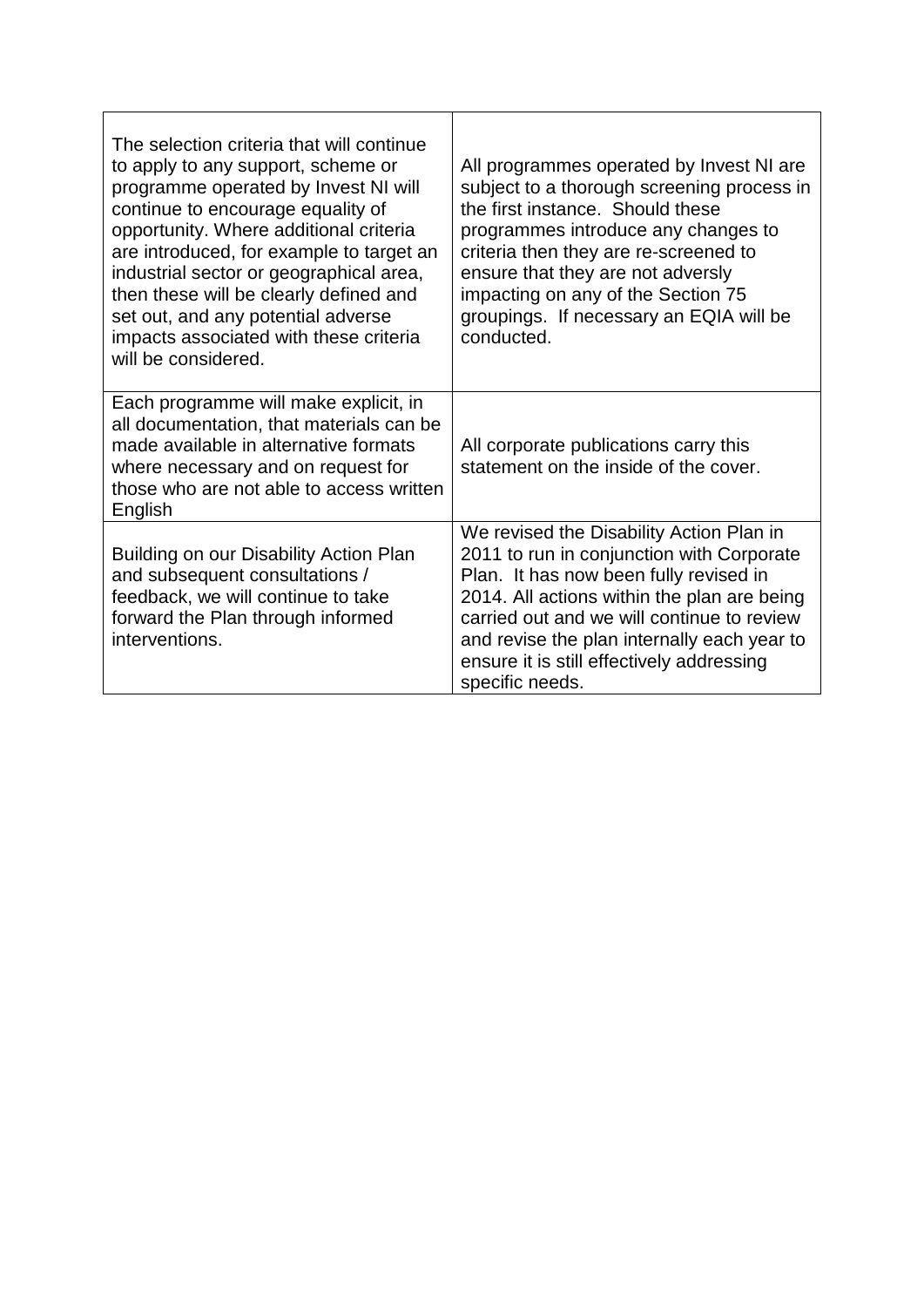| | |
|---|---|
| The selection criteria that will continue to apply to any support, scheme or programme operated by Invest NI will continue to encourage equality of opportunity. Where additional criteria are introduced, for example to target an industrial sector or geographical area, then these will be clearly defined and set out, and any potential adverse impacts associated with these criteria will be considered. | All programmes operated by Invest NI are subject to a thorough screening process in the first instance. Should these programmes introduce any changes to criteria then they are re-screened to ensure that they are not adversly impacting on any of the Section 75 groupings. If necessary an EQIA will be conducted. |
| Each programme will make explicit, in all documentation, that materials can be made available in alternative formats where necessary and on request for those who are not able to access written English | All corporate publications carry this statement on the inside of the cover. |
| Building on our Disability Action Plan and subsequent consultations / feedback, we will continue to take forward the Plan through informed interventions. | We revised the Disability Action Plan in 2011 to run in conjunction with Corporate Plan. It has now been fully revised in 2014. All actions within the plan are being carried out and we will continue to review and revise the plan internally each year to ensure it is still effectively addressing specific needs. |